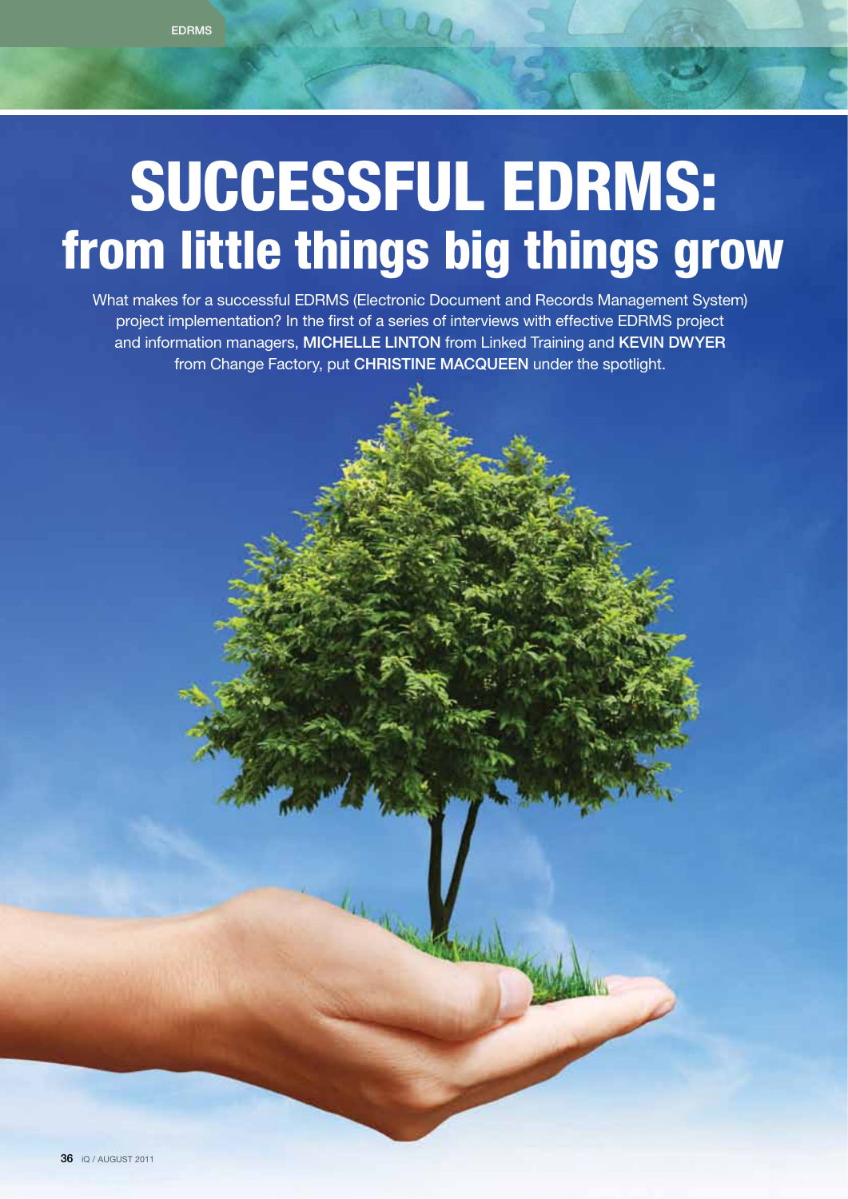# SUCCESSFUL EDRMS: from little things big things grow

What makes for a successful EDRMS (Electronic Document and Records Management System) project implementation? In the first of a series of interviews with effective EDRMS project and information managers, **MICHELLE LINTON** from Linked Training and **KEVIN DWYER** from Change Factory, put **CHRISTINE MACQUEEN** under the spotlight.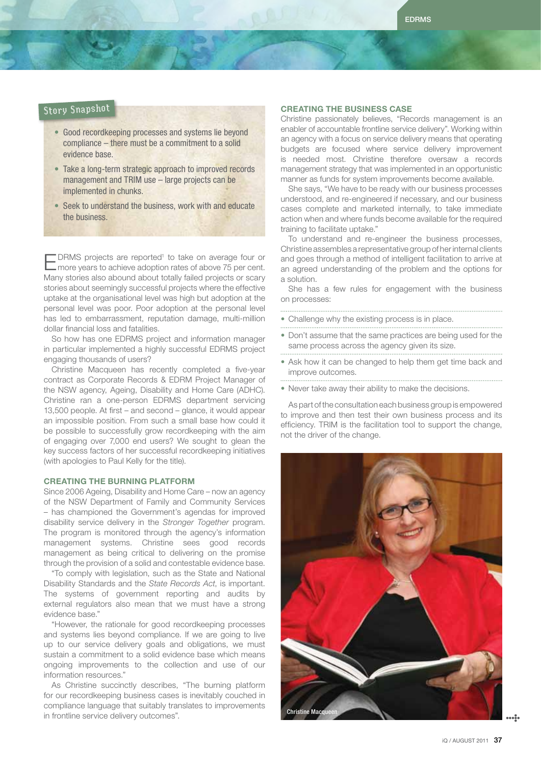## Story Snapshot

- Good recordkeeping processes and systems lie beyond compliance – there must be a commitment to a solid evidence base.
- Take a long-term strategic approach to improved records management and TRIM use – large projects can be implemented in chunks.
- Seek to understand the business, work with and educate the business.

EDRMS projects are reported[1] to take on average four or more years to achieve adoption rates of above 75 per cent. Many stories also abound about totally failed projects or scary stories about seemingly successful projects where the effective uptake at the organisational level was high but adoption at the personal level was poor. Poor adoption at the personal level has led to embarrassment, reputation damage, multi-million dollar financial loss and fatalities.

So how has one EDRMS project and information manager in particular implemented a highly successful EDRMS project engaging thousands of users?

Christine Macqueen has recently completed a five-year contract as Corporate Records & EDRM Project Manager of the NSW agency, Ageing, Disability and Home Care (ADHC). Christine ran a one-person EDRMS department servicing 13,500 people. At first – and second – glance, it would appear an impossible position. From such a small base how could it be possible to successfully grow recordkeeping with the aim of engaging over 7,000 end users? We sought to glean the key success factors of her successful recordkeeping initiatives (with apologies to Paul Kelly for the title).

### CREATING THE BURNING PLATFORM

Since 2006 Ageing, Disability and Home Care – now an agency of the NSW Department of Family and Community Services – has championed the Government's agendas for improved disability service delivery in the *Stronger Together* program. The program is monitored through the agency's information management systems. Christine sees good records management as being critical to delivering on the promise through the provision of a solid and contestable evidence base.

"To comply with legislation, such as the State and National Disability Standards and the *State Records Act*, is important. The systems of government reporting and audits by external regulators also mean that we must have a strong evidence base."

"However, the rationale for good recordkeeping processes and systems lies beyond compliance. If we are going to live up to our service delivery goals and obligations, we must sustain a commitment to a solid evidence base which means ongoing improvements to the collection and use of our information resources."

As Christine succinctly describes, "The burning platform for our recordkeeping business cases is inevitably couched in compliance language that suitably translates to improvements in frontline service delivery outcomes".

### CREATING THE BUSINESS CASE

Christine passionately believes, "Records management is an enabler of accountable frontline service delivery". Working within an agency with a focus on service delivery means that operating budgets are focused where service delivery improvement is needed most. Christine therefore oversaw a records management strategy that was implemented in an opportunistic manner as funds for system improvements become available.

She says, "We have to be ready with our business processes understood, and re-engineered if necessary, and our business cases complete and marketed internally, to take immediate action when and where funds become available for the required training to facilitate uptake."

To understand and re-engineer the business processes, Christine assembles a representative group of her internal clients and goes through a method of intelligent facilitation to arrive at an agreed understanding of the problem and the options for a solution.

She has a few rules for engagement with the business on processes:

- Challenge why the existing process is in place.
- Don't assume that the same practices are being used for the same process across the agency given its size.
- Ask how it can be changed to help them get time back and improve outcomes.
- Never take away their ability to make the decisions.

As part of the consultation each business group is empowered to improve and then test their own business process and its efficiency. TRIM is the facilitation tool to support the change, not the driver of the change.

Christine Macqueen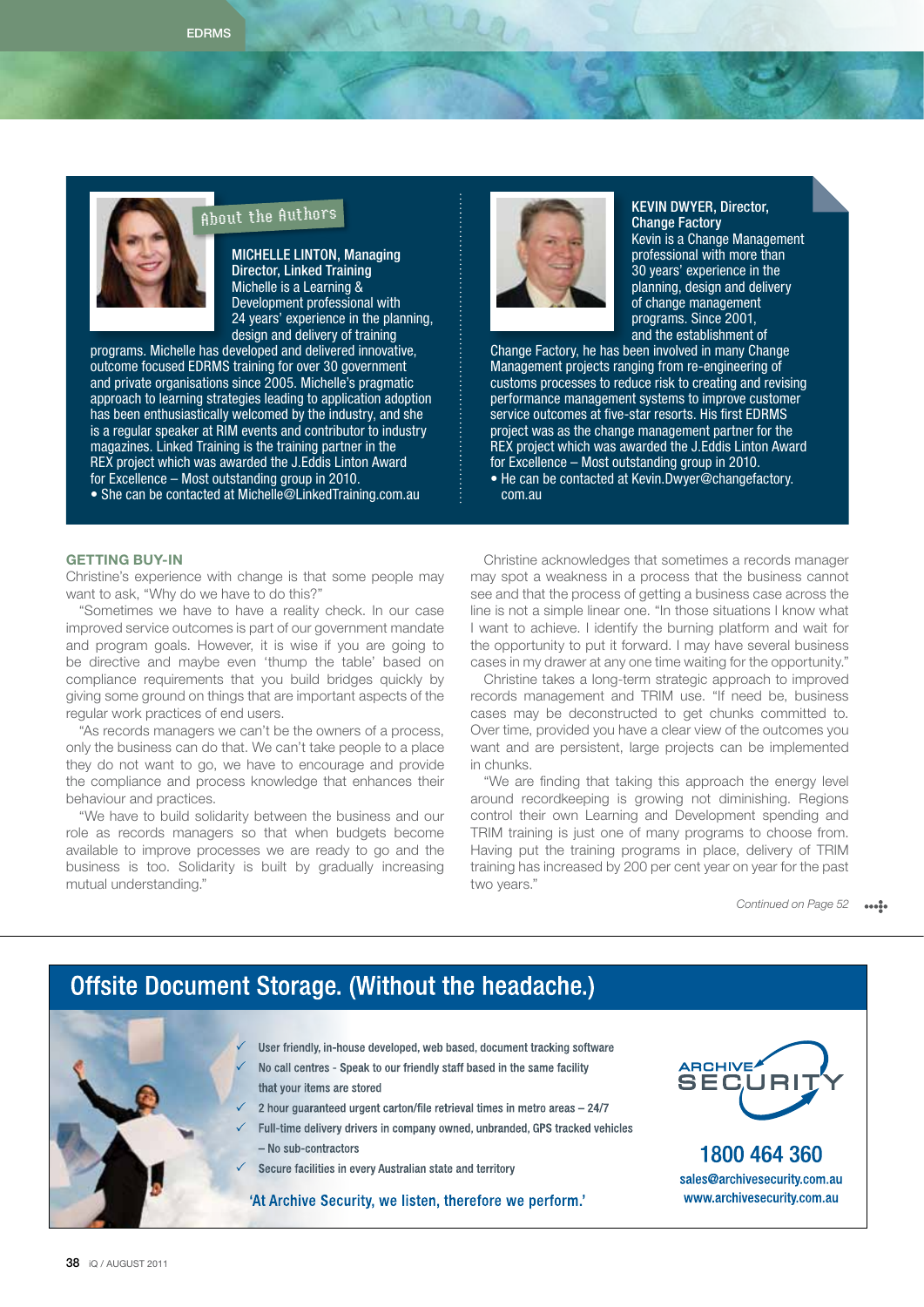## About the Authors

**MICHELLE LINTON, Managing Director, Linked Training**
Michelle is a Learning & Development professional with 24 years' experience in the planning, design and delivery of training programs. Michelle has developed and delivered innovative, outcome focused EDRMS training for over 30 government and private organisations since 2005. Michelle's pragmatic approach to learning strategies leading to application adoption has been enthusiastically welcomed by the industry, and she is a regular speaker at RIM events and contributor to industry magazines. Linked Training is the 'thump partner in the REX project which was awarded the J.Eddis Linton Award for Excellence – Most outstanding group in 2010.

- She can be contacted at Michelle@LinkedTraining.com.au

**KEVIN DWYER, Director, Change Factory**
Kevin is a Change Management professional with more than 30 years' experience in the planning, design and delivery of change management programs. Since 2001, and the establishment of Change Factory, he has been involved in many Change Management projects ranging from re-engineering of customs processes to reduce risk to creating and revising performance management systems to improve customer service outcomes at five-star resorts. His first EDRMS project was as the change management partner for the REX project which was awarded the J.Eddis Linton Award for Excellence – Most outstanding group in 2010.

- He can be contacted at Kevin.Dwyer@changefactory.com.au

### GETTING BUY-IN

Christine's experience with change is that some people may want to ask, "Why do we have to do this?"

"Sometimes we have to have a reality check. In our case improved service outcomes is part of our government mandate and program goals. However, it is wise if you are going to be directive and maybe even 'thump the table' based on compliance requirements that you build bridges quickly by giving some ground on things that are important aspects of the regular work practices of end users.

"As records managers we can't be the owners of a process, only the business can do that. We can't take people to a place they do not want to go, we have to encourage and provide the compliance and process knowledge that enhances their behaviour and practices.

"We have to build solidarity between the business and our role as records managers so that when budgets become available to improve processes we are ready to go and the business is too. Solidarity is built by gradually increasing mutual understanding."

Christine acknowledges that sometimes a records manager may spot a weakness in a process that the business cannot see and that the process of getting a business case across the line is not a simple linear one. "In those situations I know what I want to achieve. I identify the burning platform and wait for the opportunity to put it forward. I may have several business cases in my drawer at any one time waiting for the opportunity."

Christine takes a long-term strategic approach to improved records management and TRIM use. "If need be, business cases may be deconstructed to get chunks committed to. Over time, provided you have a clear view of the outcomes you want and are persistent, large projects can be implemented in chunks.

"We are finding that taking this approach the energy level around recordkeeping is growing not diminishing. Regions control their own Learning and Development spending and TRIM training is just one of many programs to choose from. Having put the training programs in place, delivery of TRIM training has increased by 200 per cent year on year for the past two years."

*Continued on Page 52*

---

## Offsite Document Storage. (Without the headache.)

- ✓ User friendly, in-house developed, web based, document tracking software
- ✓ No call centres - Speak to our friendly staff based in the same facility that your items are stored
- ✓ 2 hour guaranteed urgent carton/file retrieval times in metro areas – 24/7
- ✓ Full-time delivery drivers in company owned, unbranded, GPS tracked vehicles – No sub-contractors
- ✓ Secure facilities in every Australian state and territory

'At Archive Security, we listen, therefore we perform.'

ARCHIVE SECURITY

1800 464 360
sales@archivesecurity.com.au
www.archivesecurity.com.au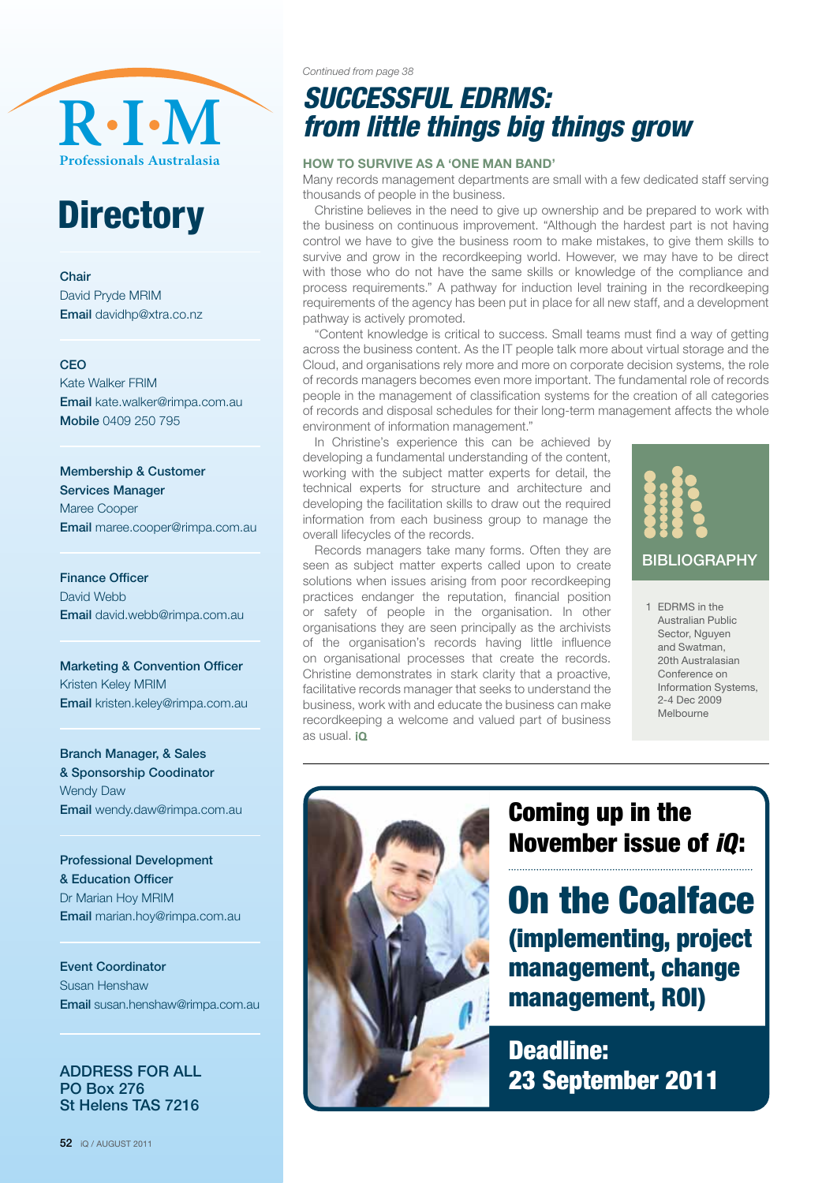![R·I·M Professionals Australasia]

# Directory

**Chair**
David Pryde MRIM
**Email** davidhp@xtra.co.nz

**CEO**
Kate Walker FRIM
**Email** kate.walker@rimpa.com.au
**Mobile** 0409 250 795

**Membership & Customer Services Manager**
Maree Cooper
**Email** maree.cooper@rimpa.com.au

**Finance Officer**
David Webb
**Email** david.webb@rimpa.com.au

**Marketing & Convention Officer**
Kristen Keley MRIM
**Email** kristen.keley@rimpa.com.au

**Branch Manager, & Sales & Sponsorship Coodinator**
Wendy Daw
**Email** wendy.daw@rimpa.com.au

**Professional Development & Education Officer**
Dr Marian Hoy MRIM
**Email** marian.hoy@rimpa.com.au

**Event Coordinator**
Susan Henshaw
**Email** susan.henshaw@rimpa.com.au

**ADDRESS FOR ALL**
**PO Box 276**
**St Helens TAS 7216**

*Continued from page 38*

# *SUCCESSFUL EDRMS: from little things big things grow*

### HOW TO SURVIVE AS A 'ONE MAN BAND'

Many records management departments are small with a few dedicated staff serving thousands of people in the business.

Christine believes in the need to give up ownership and be prepared to work with the business on continuous improvement. "Although the hardest part is not having control we have to give the business room to make mistakes, to give them skills to survive and grow in the recordkeeping world. However, we may have to be direct with those who do not have the same skills or knowledge of the compliance and process requirements." A pathway for induction level training in the recordkeeping requirements of the agency has been put in place for all new staff, and a development pathway is actively promoted.

"Content knowledge is critical to success. Small teams must find a way of getting across the business content. As the IT people talk more about virtual storage and the Cloud, and organisations rely more and more on corporate decision systems, the role of records managers becomes even more important. The fundamental role of records people in the management of classification systems for the creation of all categories of records and disposal schedules for their long-term management affects the whole environment of information management."

In Christine's experience this can be achieved by developing a fundamental understanding of the content, working with the subject matter experts for detail, the technical experts for structure and architecture and developing the facilitation skills to draw out the required information from each business group to manage the overall lifecycles of the records.

Records managers take many forms. Often they are seen as subject matter experts called upon to create solutions when issues arising from poor recordkeeping practices endanger the reputation, financial position or safety of people in the organisation. In other organisations they are seen principally as the archivists of the organisation's records having little influence on organisational processes that create the records. Christine demonstrates in stark clarity that a proactive, facilitative records manager that seeks to understand the business, work with and educate the business can make recordkeeping a welcome and valued part of business as usual. **iQ**

## BIBLIOGRAPHY

1. EDRMS in the Australian Public Sector, Nguyen and Swatman, 20th Australasian Conference on Information Systems, 2-4 Dec 2009 Melbourne

## Coming up in the November issue of *iQ*:

# On the Coalface

## (implementing, project management, change management, ROI)

## Deadline: 23 September 2011